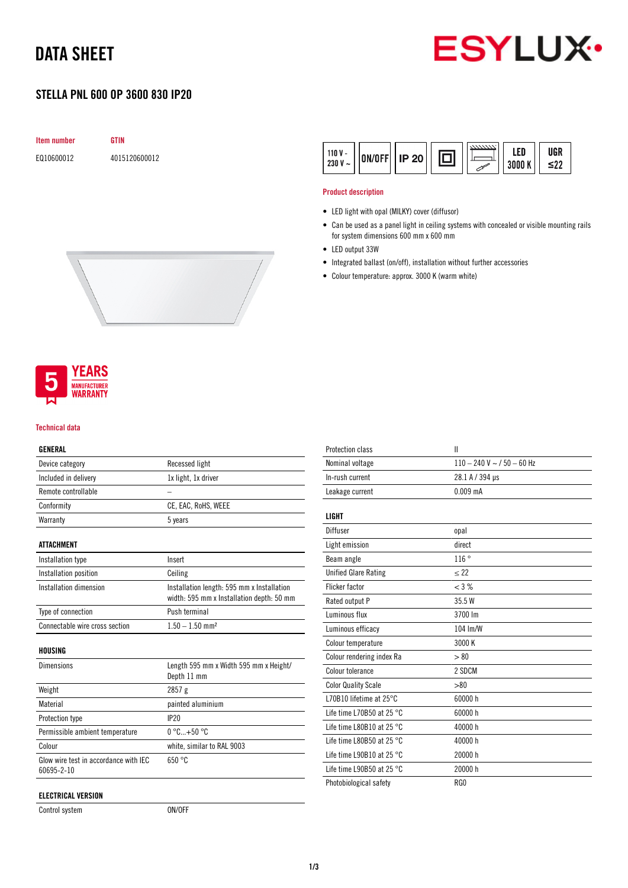# DATA SHEET

## STELLA PNL 600 OP 3600 830 IP20

| Item number | GTIN |
|---|---|
| EQ10600012 | 4015120600012 |

110 V - 230 V ~ | ON/OFF | IP 20 | LED 3000 K | UGR ≤22

### Product description

- LED light with opal (MILKY) cover (diffusor)
- Can be used as a panel light in ceiling systems with concealed or visible mounting rails for system dimensions 600 mm x 600 mm
- LED output 33W
- Integrated ballast (on/off), installation without further accessories
- Colour temperature: approx. 3000 K (warm white)

5 YEARS MANUFACTURER WARRANTY

### Technical data

| GENERAL | |
|---|---|
| Device category | Recessed light |
| Included in delivery | 1x light, 1x driver |
| Remote controllable | – |
| Conformity | CE, EAC, RoHS, WEEE |
| Warranty | 5 years |

| ATTACHMENT | |
|---|---|
| Installation type | Insert |
| Installation position | Ceiling |
| Installation dimension | Installation length: 595 mm x Installation width: 595 mm x Installation depth: 50 mm |
| Type of connection | Push terminal |
| Connectable wire cross section | 1.50 – 1.50 mm² |

| HOUSING | |
|---|---|
| Dimensions | Length 595 mm x Width 595 mm x Height/ Depth 11 mm |
| Weight | 2857 g |
| Material | painted aluminium |
| Protection type | IP20 |
| Permissible ambient temperature | 0 °C...+50 °C |
| Colour | white, similar to RAL 9003 |
| Glow wire test in accordance with IEC 60695-2-10 | 650 °C |

| ELECTRICAL VERSION | |
|---|---|
| Control system | ON/OFF |
| Protection class | II |
| Nominal voltage | 110 – 240 V ~ / 50 – 60 Hz |
| In-rush current | 28.1 A / 394 µs |
| Leakage current | 0.009 mA |

| LIGHT | |
|---|---|
| Diffuser | opal |
| Light emission | direct |
| Beam angle | 116 ° |
| Unified Glare Rating | ≤ 22 |
| Flicker factor | < 3 % |
| Rated output P | 35.5 W |
| Luminous flux | 3700 lm |
| Luminous efficacy | 104 lm/W |
| Colour temperature | 3000 K |
| Colour rendering index Ra | > 80 |
| Colour tolerance | 2 SDCM |
| Color Quality Scale | >80 |
| L70B10 lifetime at 25°C | 60000 h |
| Life time L70B50 at 25 °C | 60000 h |
| Life time L80B10 at 25 °C | 40000 h |
| Life time L80B50 at 25 °C | 40000 h |
| Life time L90B10 at 25 °C | 20000 h |
| Life time L90B50 at 25 °C | 20000 h |
| Photobiological safety | RG0 |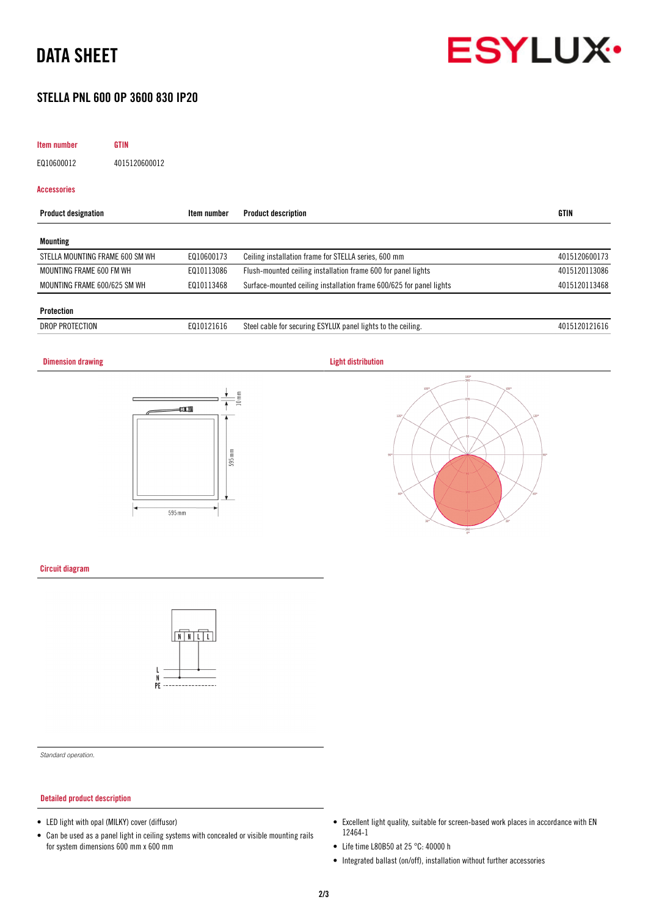# DATA SHEET

## STELLA PNL 600 OP 3600 830 IP20

| Item number | GTIN |
| --- | --- |
| EQ10600012 | 4015120600012 |

### Accessories

| Product designation | Item number | Product description | GTIN |
| --- | --- | --- | --- |
| **Mounting** | | | |
| STELLA MOUNTING FRAME 600 SM WH | EQ10600173 | Ceiling installation frame for STELLA series, 600 mm | 4015120600173 |
| MOUNTING FRAME 600 FM WH | EQ10113086 | Flush-mounted ceiling installation frame 600 for panel lights | 4015120113086 |
| MOUNTING FRAME 600/625 SM WH | EQ10113468 | Surface-mounted ceiling installation frame 600/625 for panel lights | 4015120113468 |
| **Protection** | | | |
| DROP PROTECTION | EQ10121616 | Steel cable for securing ESYLUX panel lights to the ceiling. | 4015120121616 |

### Dimension drawing

10 mm
595 mm
595 mm

### Light distribution

### Circuit diagram

N N L L
L
N
PE

*Standard operation.*

### Detailed product description

- LED light with opal (MILKY) cover (diffusor)
- Can be used as a panel light in ceiling systems with concealed or visible mounting rails for system dimensions 600 mm x 600 mm
- Excellent light quality, suitable for screen-based work places in accordance with EN 12464-1
- Life time L80B50 at 25 °C: 40000 h
- Integrated ballast (on/off), installation without further accessories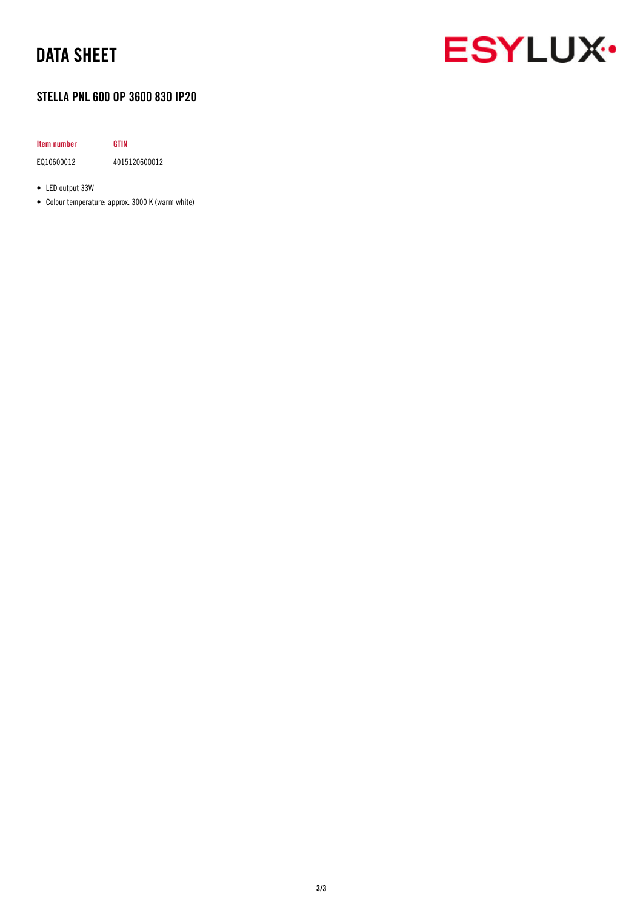# DATA SHEET

## STELLA PNL 600 OP 3600 830 IP20

| Item number | GTIN |
|---|---|
| EQ10600012 | 4015120600012 |

- LED output 33W
- Colour temperature: approx. 3000 K (warm white)